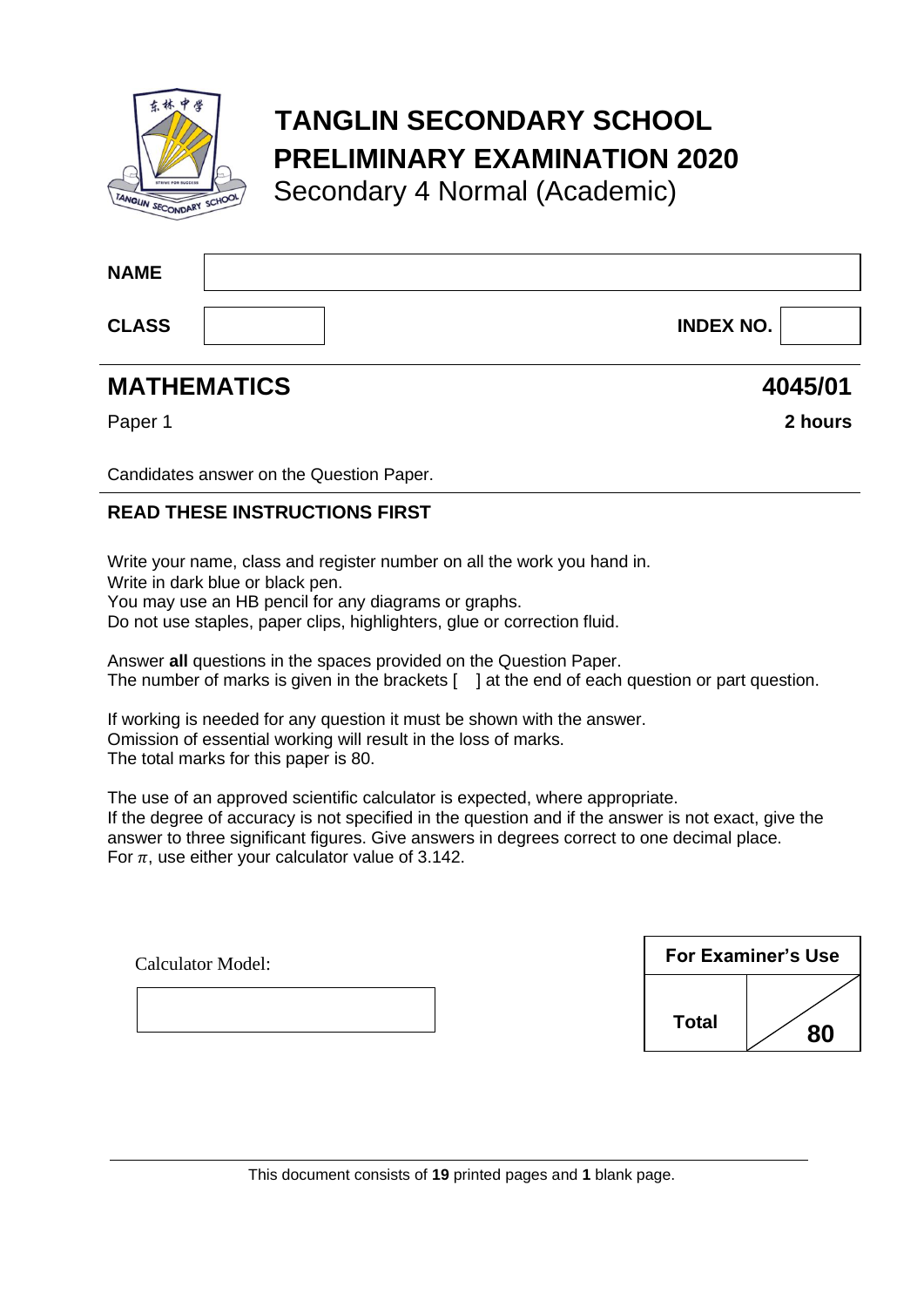# TANGLIN SECONDARY SCHOOL
# PRELIMINARY EXAMINATION 2020
Secondary 4 Normal (Academic)

| | |
|---|---|
| **NAME** | |
| **CLASS** | |
| **INDEX NO.** | |

## MATHEMATICS **4045/01**

Paper 1 **2 hours**

Candidates answer on the Question Paper.

### READ THESE INSTRUCTIONS FIRST

Write your name, class and register number on all the work you hand in.
Write in dark blue or black pen.
You may use an HB pencil for any diagrams or graphs.
Do not use staples, paper clips, highlighters, glue or correction fluid.

Answer **all** questions in the spaces provided on the Question Paper.
The number of marks is given in the brackets [ ] at the end of each question or part question.

If working is needed for any question it must be shown with the answer.
Omission of essential working will result in the loss of marks.
The total marks for this paper is 80.

The use of an approved scientific calculator is expected, where appropriate.
If the degree of accuracy is not specified in the question and if the answer is not exact, give the answer to three significant figures. Give answers in degrees correct to one decimal place.
For $\pi$, use either your calculator value of 3.142.

Calculator Model:

| For Examiner's Use | |
|---|---|
| **Total** | **80** |

This document consists of **19** printed pages and **1** blank page.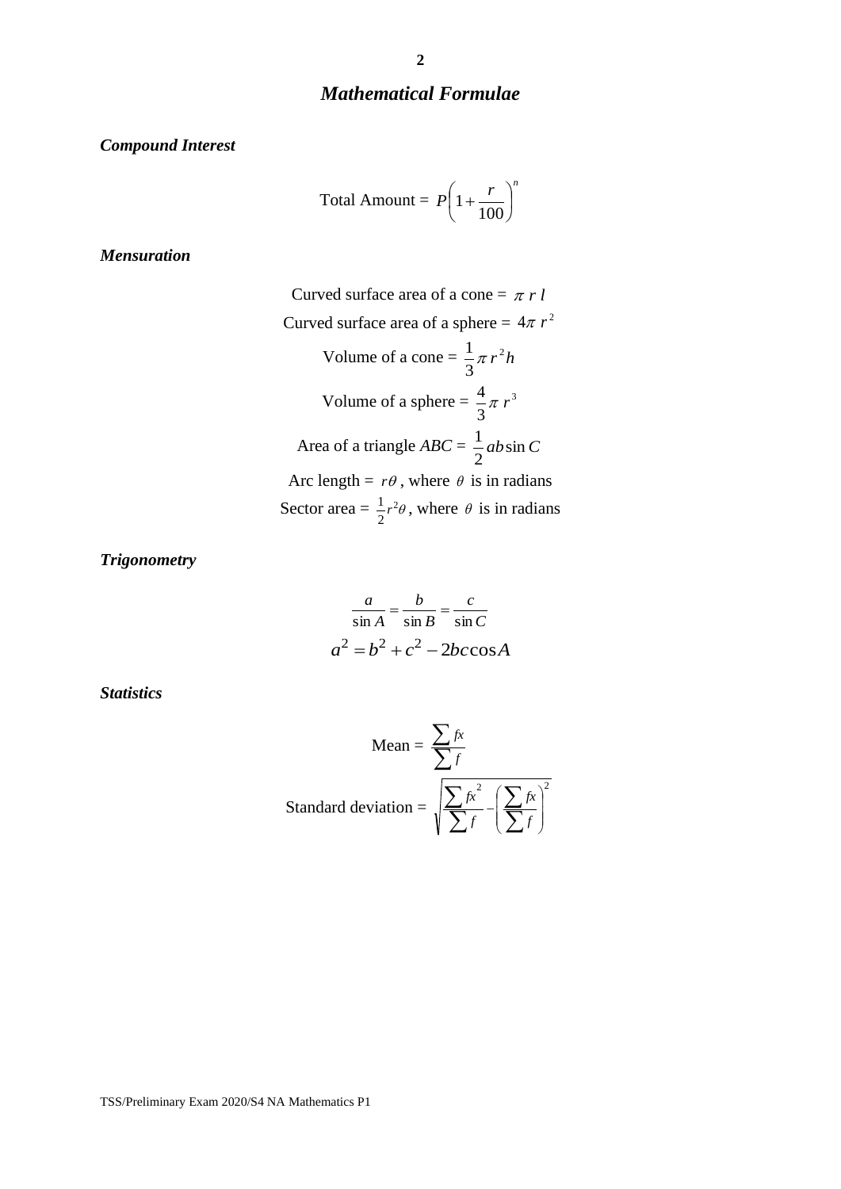# *Mathematical Formulae*

***Compound Interest***

$$\text{Total Amount} = P\left(1+\frac{r}{100}\right)^n$$

***Mensuration***

$$\text{Curved surface area of a cone} = \pi r l$$

$$\text{Curved surface area of a sphere} = 4\pi r^2$$

$$\text{Volume of a cone} = \frac{1}{3}\pi r^2 h$$

$$\text{Volume of a sphere} = \frac{4}{3}\pi r^3$$

$$\text{Area of a triangle } ABC = \frac{1}{2}ab\sin C$$

$$\text{Arc length} = r\theta\text{, where } \theta \text{ is in radians}$$

$$\text{Sector area} = \frac{1}{2}r^2\theta\text{, where } \theta \text{ is in radians}$$

***Trigonometry***

$$\frac{a}{\sin A} = \frac{b}{\sin B} = \frac{c}{\sin C}$$

$$a^2 = b^2 + c^2 - 2bc\cos A$$

***Statistics***

$$\text{Mean} = \frac{\sum fx}{\sum f}$$

$$\text{Standard deviation} = \sqrt{\frac{\sum fx^2}{\sum f} - \left(\frac{\sum fx}{\sum f}\right)^2}$$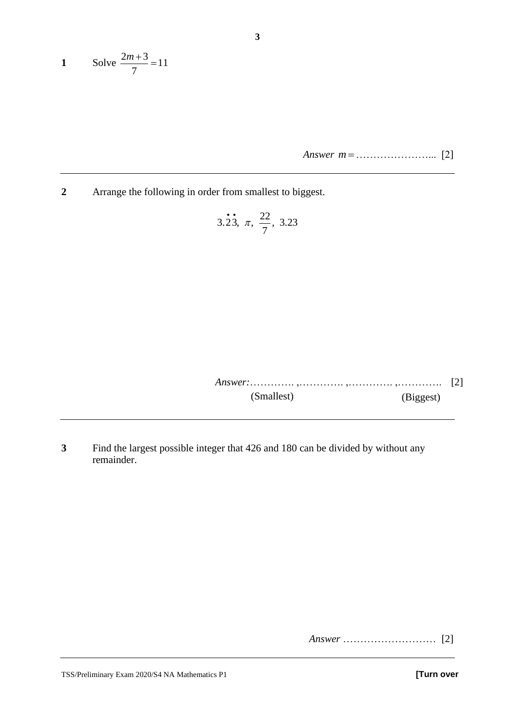**1** Solve $\dfrac{2m+3}{7} = 11$

*Answer* $m =$ …………………... [2]

---

**2** Arrange the following in order from smallest to biggest.

$$3.\dot{2}\dot{3},\ \pi,\ \frac{22}{7},\ 3.23$$

*Answer:*…………. ,…………. ,…………. ,…………. [2]
(Smallest) (Biggest)

---

**3** Find the largest possible integer that 426 and 180 can be divided by without any remainder.

*Answer* ……………………… [2]

---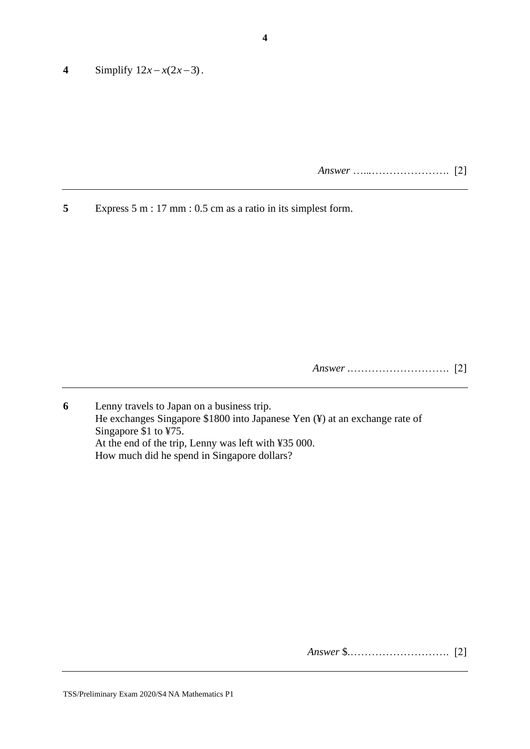**4** Simplify $12x - x(2x - 3)$.

*Answer* …...…………………. [2]

---

**5** Express 5 m : 17 mm : 0.5 cm as a ratio in its simplest form.

*Answer* ………………………. [2]

---

**6** Lenny travels to Japan on a business trip.
He exchanges Singapore $1800 into Japanese Yen (¥) at an exchange rate of Singapore $1 to ¥75.
At the end of the trip, Lenny was left with ¥35 000.
How much did he spend in Singapore dollars?

*Answer* $………………………. [2]

---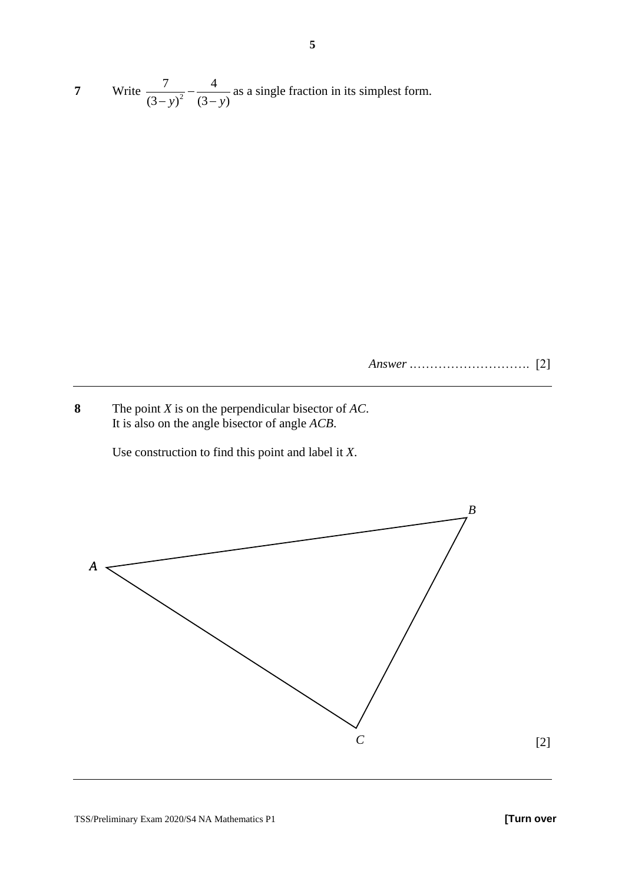**7** Write $\dfrac{7}{(3-y)^2} - \dfrac{4}{(3-y)}$ as a single fraction in its simplest form.

*Answer* ………………………. [2]

---

**8** The point $X$ is on the perpendicular bisector of $AC$.
It is also on the angle bisector of angle $ACB$.

Use construction to find this point and label it $X$.

$A$ $B$ $C$

[2]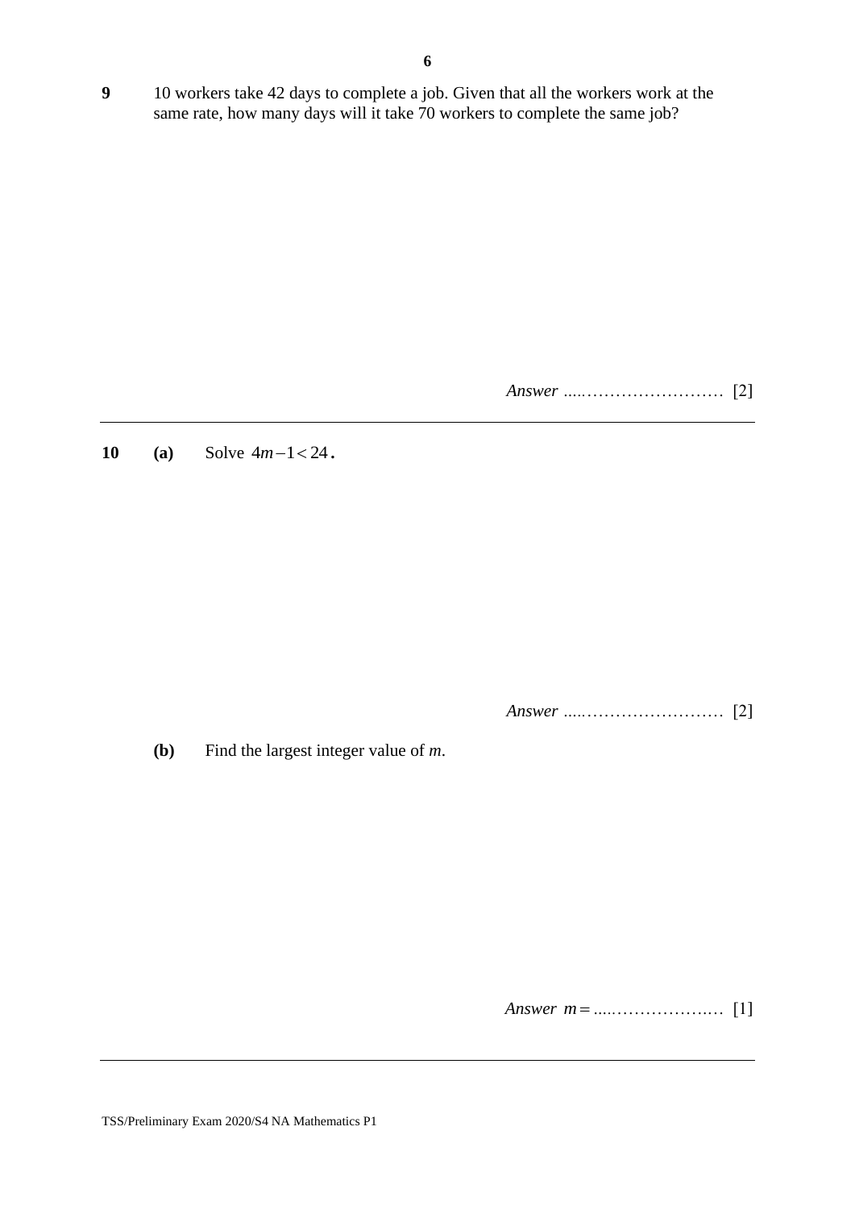**9** 10 workers take 42 days to complete a job. Given that all the workers work at the same rate, how many days will it take 70 workers to complete the same job?

*Answer* ............................... [2]

---

**10** **(a)** Solve $4m-1<24$.

*Answer* ............................... [2]

**(b)** Find the largest integer value of *m*.

*Answer* $m=$ ......................... [1]

---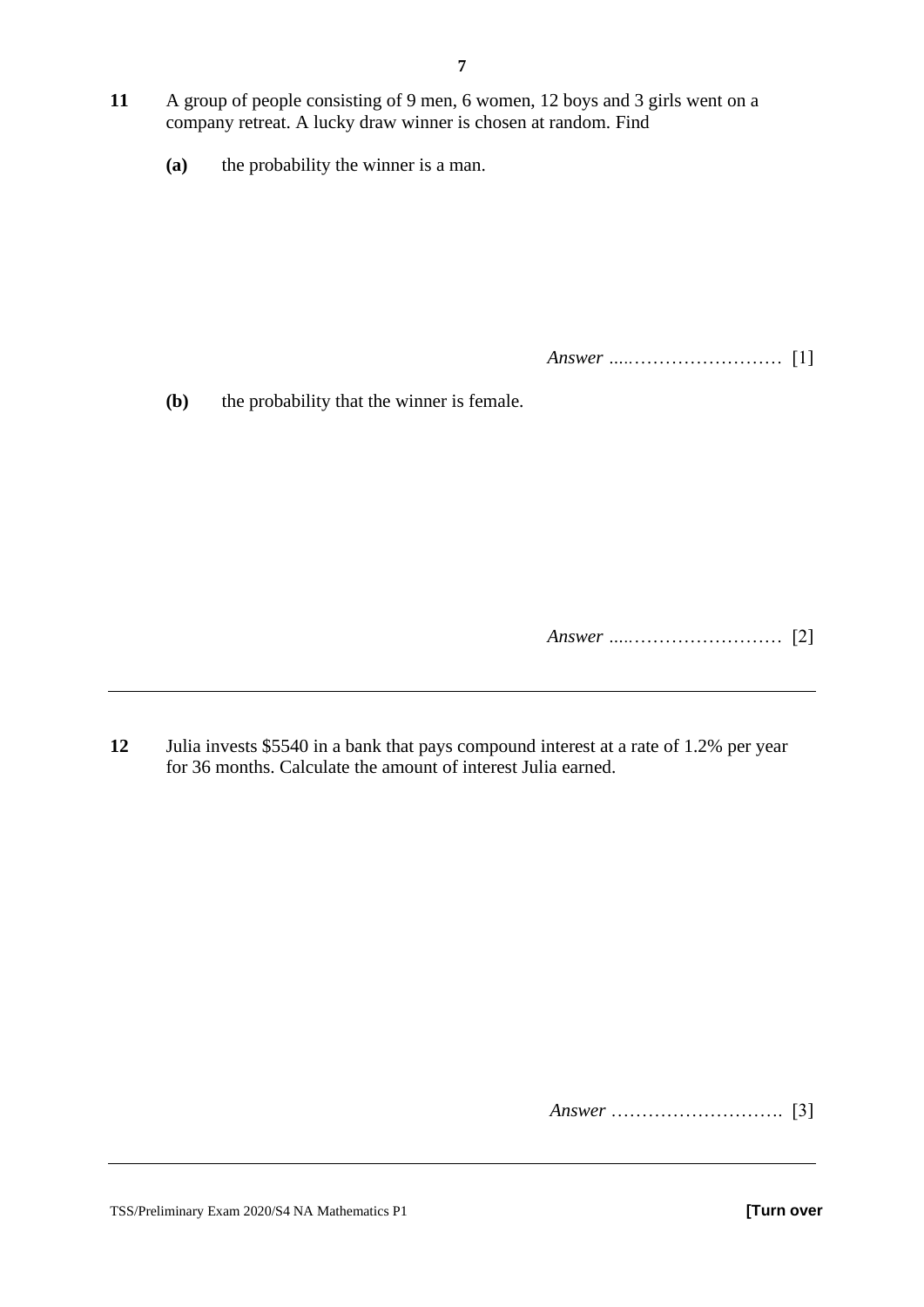**11** A group of people consisting of 9 men, 6 women, 12 boys and 3 girls went on a company retreat. A lucky draw winner is chosen at random. Find

**(a)** the probability the winner is a man.

*Answer* ............................... [1]

**(b)** the probability that the winner is female.

*Answer* ............................... [2]

---

**12** Julia invests \$5540 in a bank that pays compound interest at a rate of 1.2% per year for 36 months. Calculate the amount of interest Julia earned.

*Answer* ............................... [3]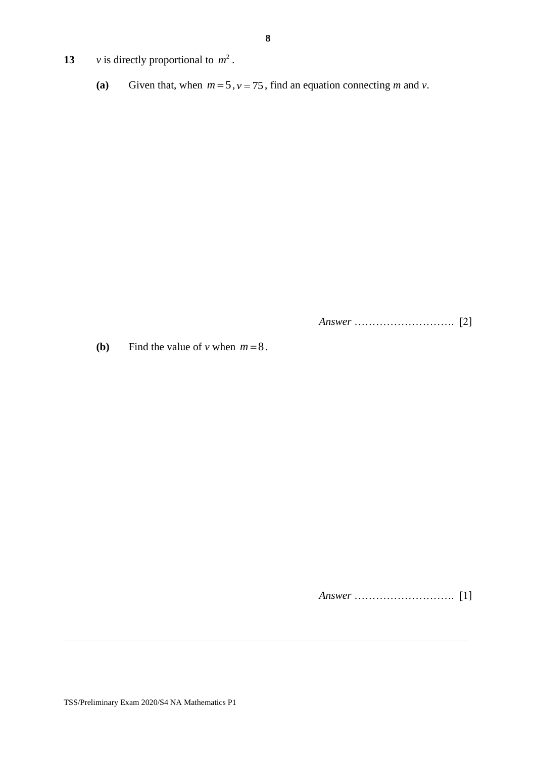**13** $v$ is directly proportional to $m^2$.

**(a)** Given that, when $m = 5$, $v = 75$, find an equation connecting $m$ and $v$.

*Answer* ………………………. [2]

**(b)** Find the value of $v$ when $m = 8$.

*Answer* ………………………. [1]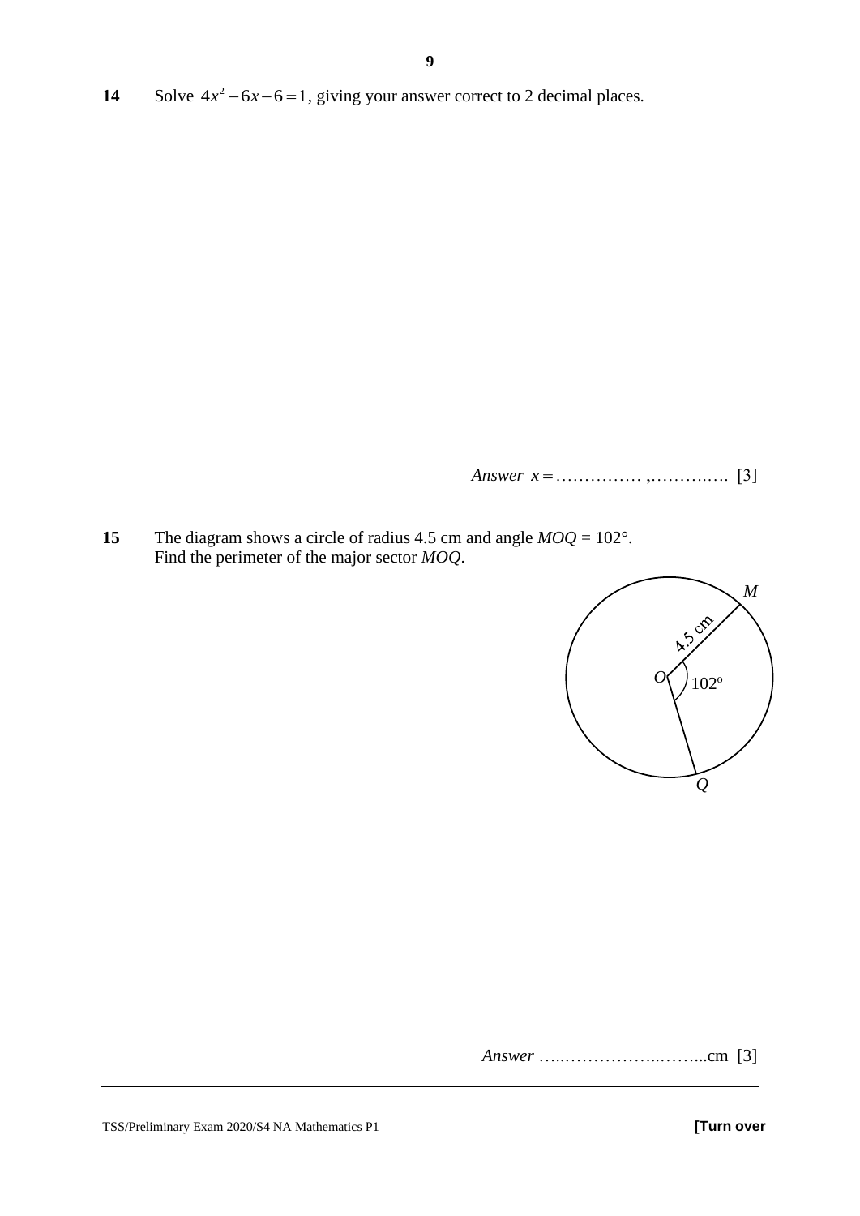**14** Solve $4x^2 - 6x - 6 = 1$, giving your answer correct to 2 decimal places.

*Answer* $x =$ …………… ,……….…. [3]

---

**15** The diagram shows a circle of radius 4.5 cm and angle *MOQ* = 102°.
Find the perimeter of the major sector *MOQ*.

*Answer* …..……………..……...cm [3]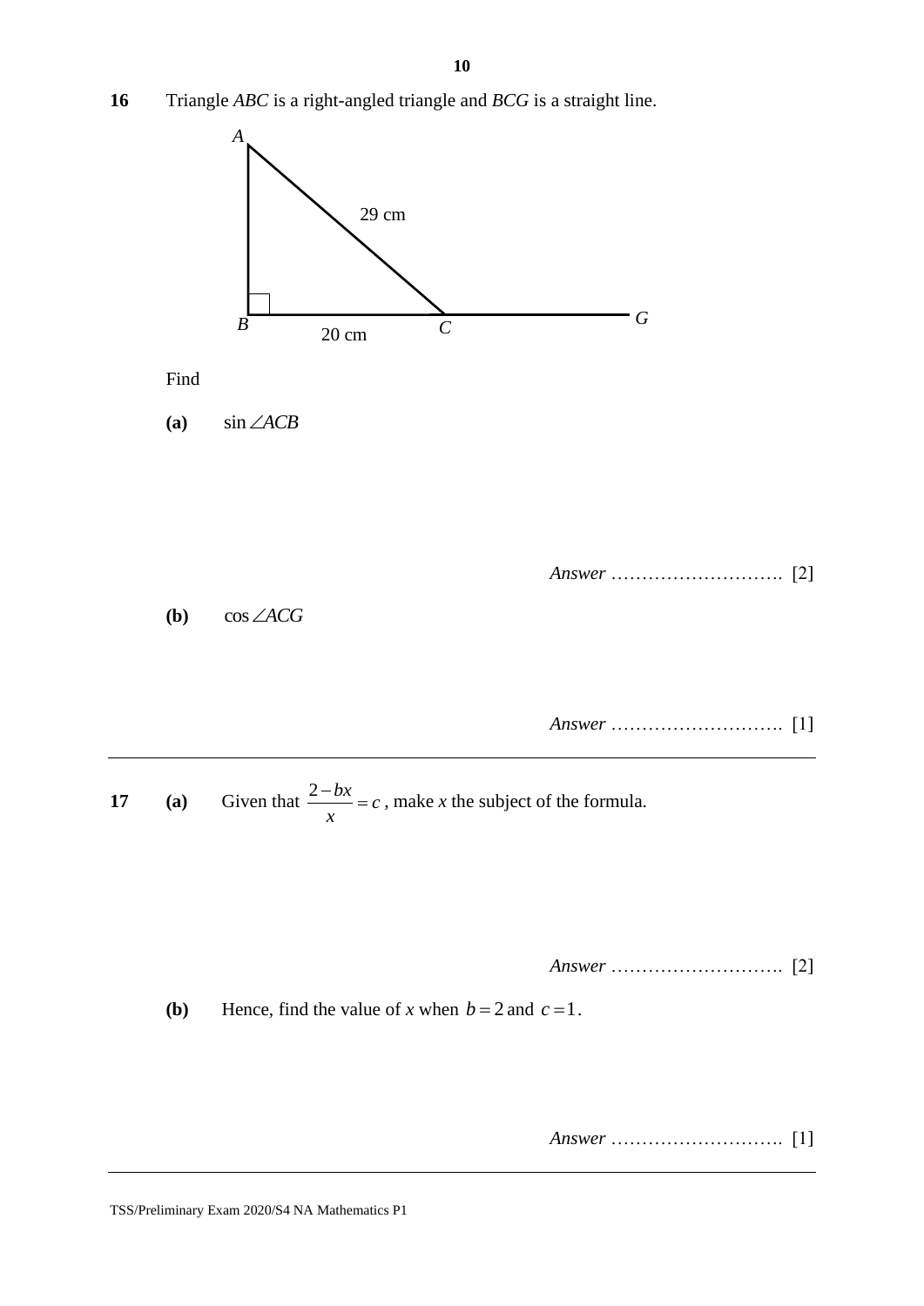**16** Triangle *ABC* is a right-angled triangle and *BCG* is a straight line.

Find

**(a)** $\sin \angle ACB$

*Answer* ………………………. [2]

**(b)** $\cos \angle ACG$

*Answer* ………………………. [1]

---

**17** **(a)** Given that $\dfrac{2-bx}{x}=c$, make *x* the subject of the formula.

*Answer* ………………………. [2]

**(b)** Hence, find the value of *x* when $b=2$ and $c=1$.

*Answer* ………………………. [1]

---

TSS/Preliminary Exam 2020/S4 NA Mathematics P1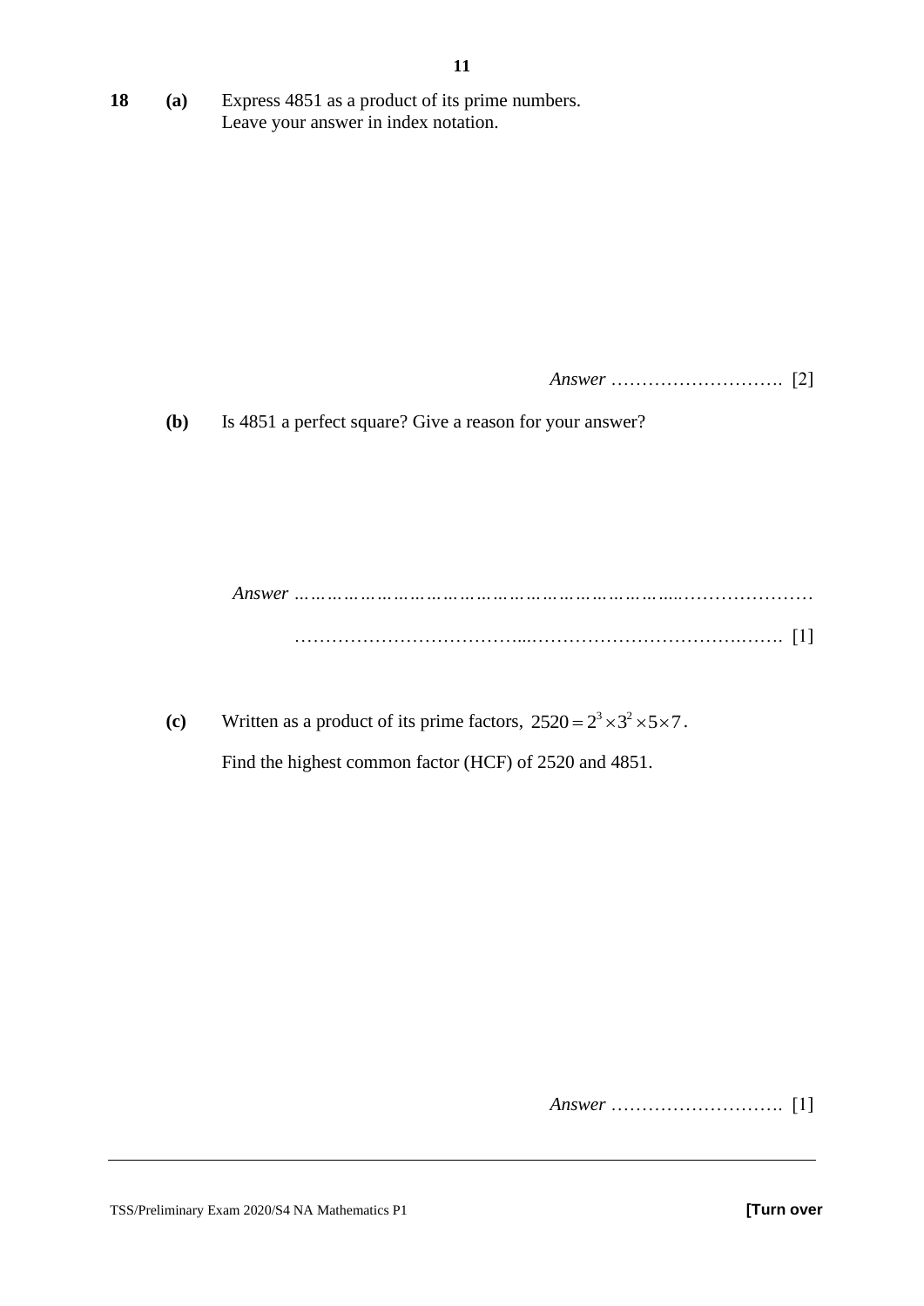**18** **(a)** Express 4851 as a product of its prime numbers.
Leave your answer in index notation.

*Answer* ………………………. [2]

**(b)** Is 4851 a perfect square? Give a reason for your answer?

*Answer* ……………………………………………………………………………

……………………………………………………………………………. [1]

**(c)** Written as a product of its prime factors, $2520 = 2^3 \times 3^2 \times 5 \times 7$.

Find the highest common factor (HCF) of 2520 and 4851.

*Answer* ………………………. [1]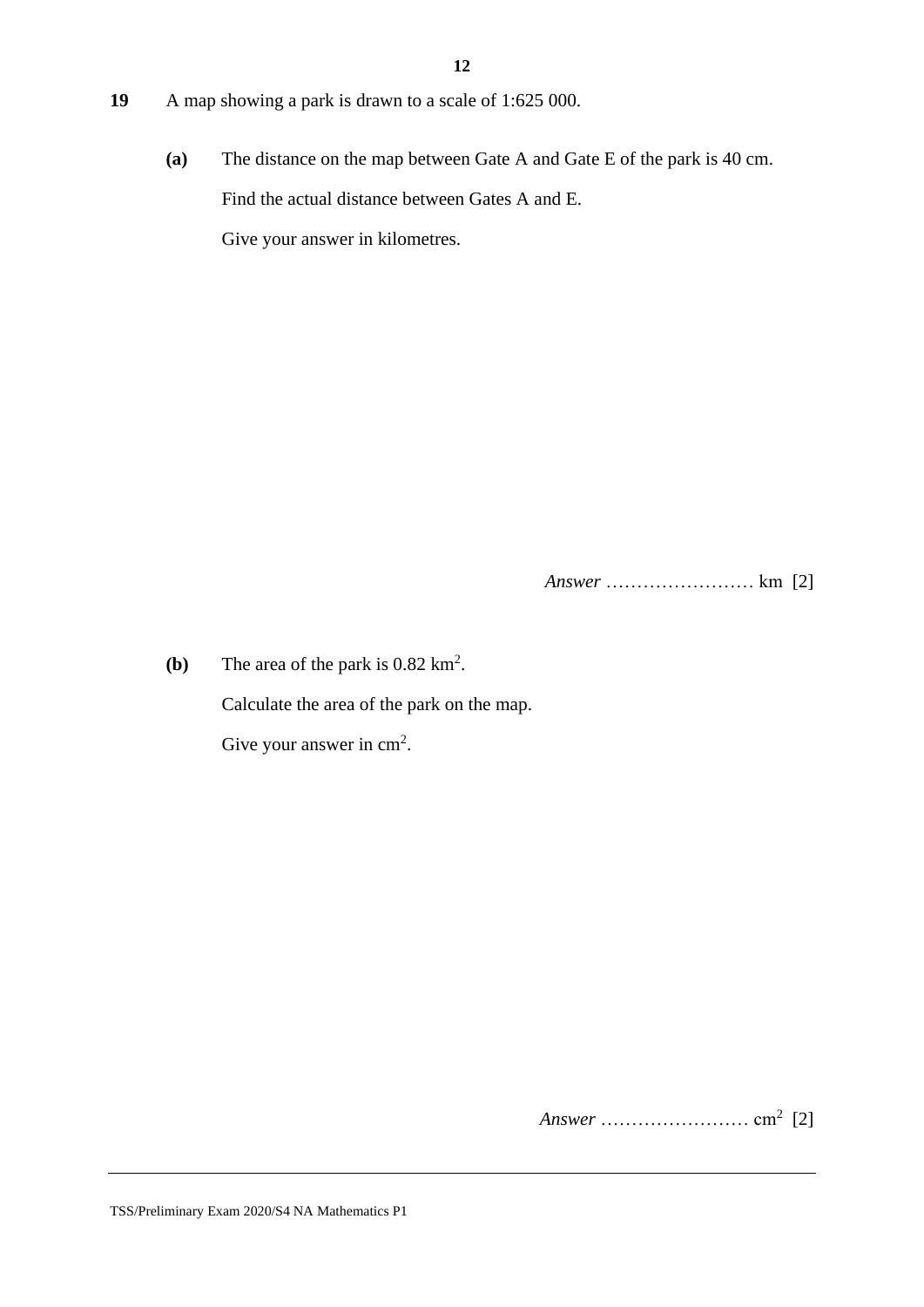**19** A map showing a park is drawn to a scale of 1:625 000.

**(a)** The distance on the map between Gate A and Gate E of the park is 40 cm.

Find the actual distance between Gates A and E.

Give your answer in kilometres.

*Answer* …………………… km [2]

**(b)** The area of the park is 0.82 $km^2$.

Calculate the area of the park on the map.

Give your answer in $cm^2$.

*Answer* …………………… $cm^2$ [2]

TSS/Preliminary Exam 2020/S4 NA Mathematics P1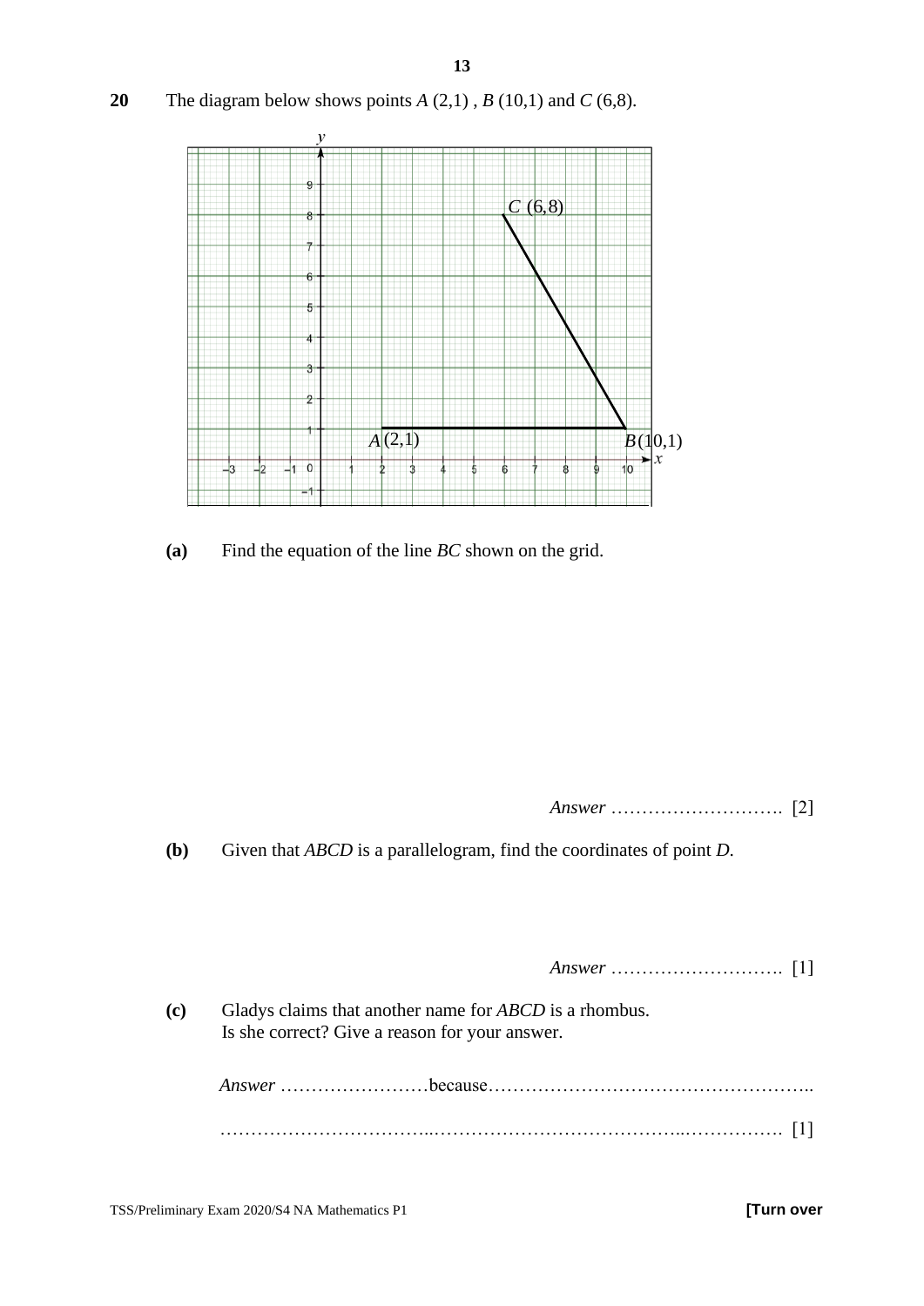**20** The diagram below shows points $A$ (2,1) , $B$ (10,1) and $C$ (6,8).

**(a)** Find the equation of the line $BC$ shown on the grid.

*Answer* ………………………. [2]

**(b)** Given that $ABCD$ is a parallelogram, find the coordinates of point $D$.

*Answer* ………………………. [1]

**(c)** Gladys claims that another name for $ABCD$ is a rhombus.
Is she correct? Give a reason for your answer.

*Answer* ……………………because……………………………………………..

……………………………..…………………………………..……………. [1]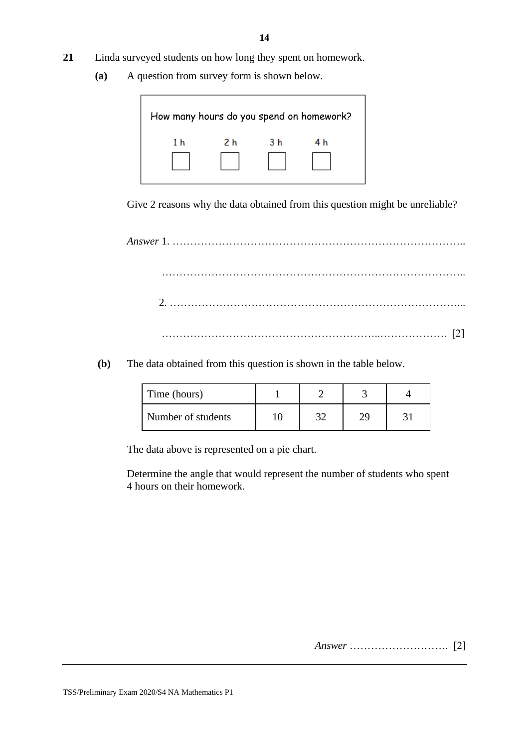**21** Linda surveyed students on how long they spent on homework.

**(a)** A question from survey form is shown below.

> How many hours do you spend on homework?
>
> 1 h ☐  2 h ☐  3 h ☐  4 h ☐

Give 2 reasons why the data obtained from this question might be unreliable?

*Answer* 1. ………………………………………………………………………..

………………………………………………………………………..

2. ………………………………………………………………………...

……………………………………………………..………………. [2]

**(b)** The data obtained from this question is shown in the table below.

| Time (hours) | 1 | 2 | 3 | 4 |
|---|---|---|---|---|
| Number of students | 10 | 32 | 29 | 31 |

The data above is represented on a pie chart.

Determine the angle that would represent the number of students who spent 4 hours on their homework.

*Answer* ………………………. [2]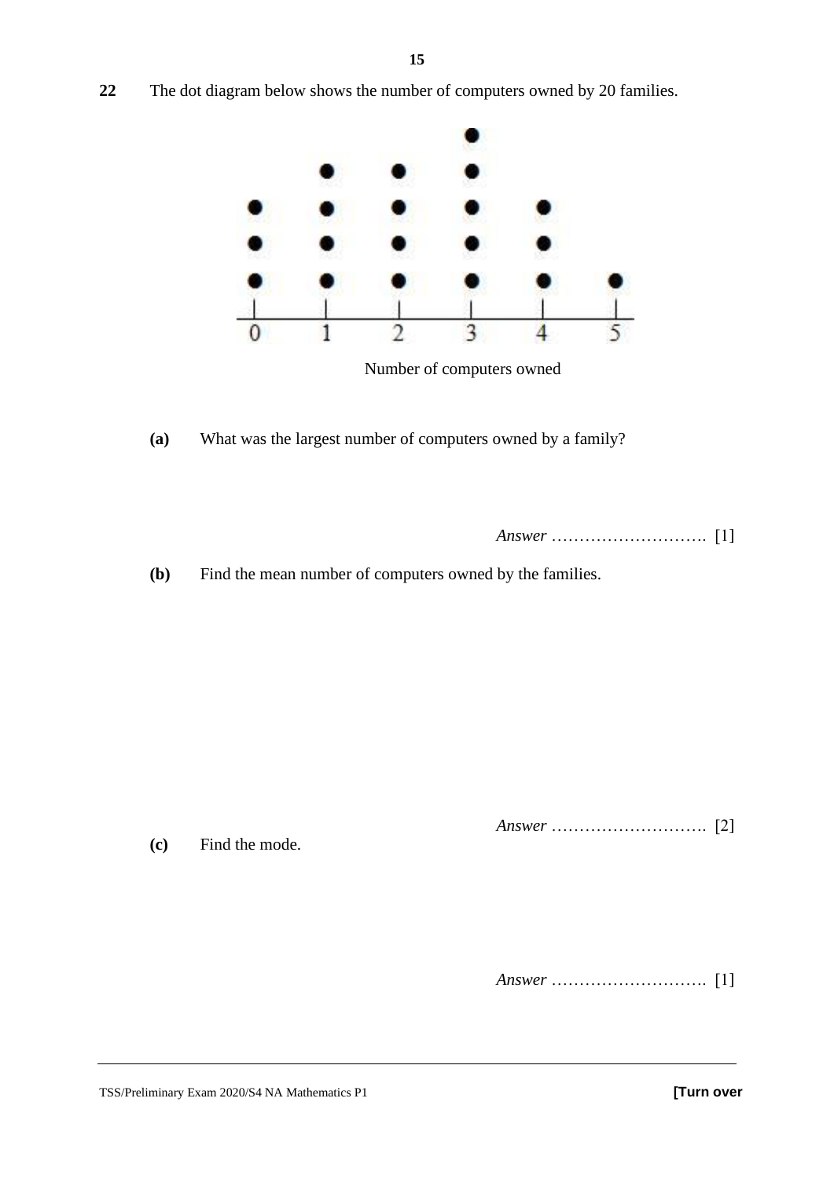**22** The dot diagram below shows the number of computers owned by 20 families.

Number of computers owned

**(a)** What was the largest number of computers owned by a family?

*Answer* ………………………. [1]

**(b)** Find the mean number of computers owned by the families.

*Answer* ………………………. [2]

**(c)** Find the mode.

*Answer* ………………………. [1]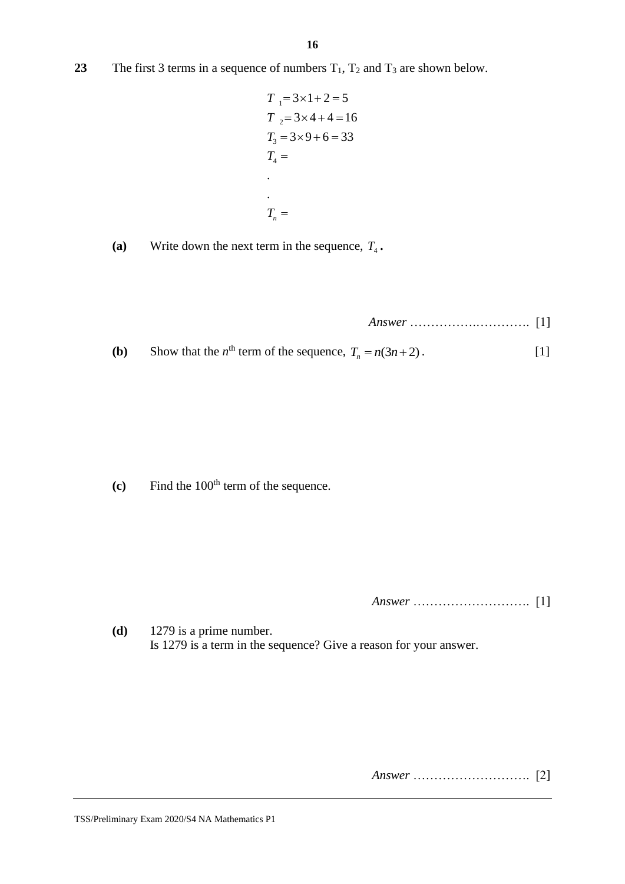**23** The first 3 terms in a sequence of numbers $T_1$, $T_2$ and $T_3$ are shown below.

$$T_1 = 3\times1+2=5$$
$$T_2 = 3\times4+4=16$$
$$T_3 = 3\times9+6=33$$
$$T_4 =$$
$$.$$
$$.$$
$$T_n =$$

**(a)** Write down the next term in the sequence, $T_4$ **.**

*Answer* …………….…………. [1]

**(b)** Show that the $n^{\text{th}}$ term of the sequence, $T_n = n(3n+2)$. [1]

**(c)** Find the $100^{\text{th}}$ term of the sequence.

*Answer* ………………………. [1]

**(d)** 1279 is a prime number.
Is 1279 is a term in the sequence? Give a reason for your answer.

*Answer* ………………………. [2]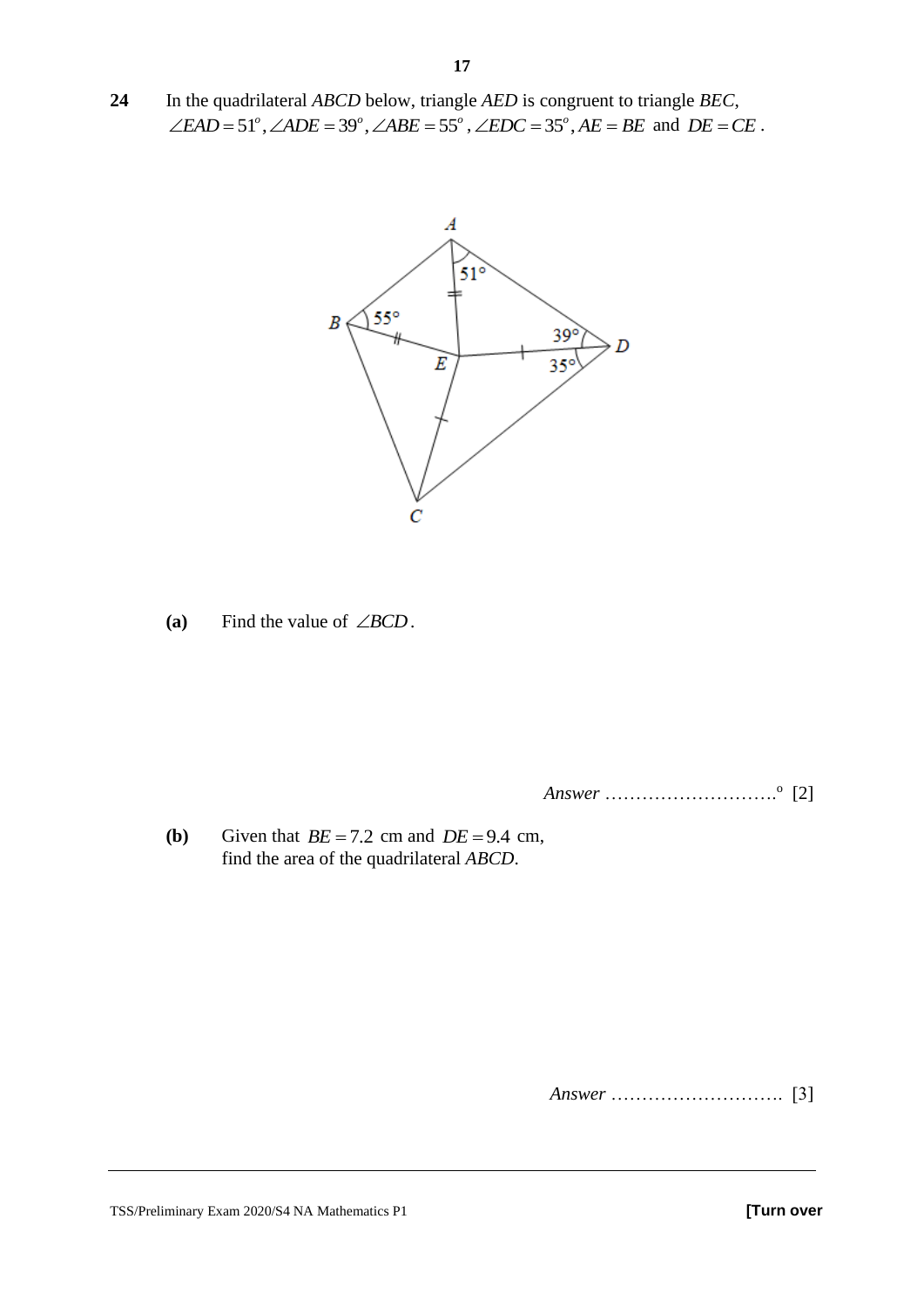**24** In the quadrilateral *ABCD* below, triangle *AED* is congruent to triangle *BEC*, $\angle EAD = 51^o, \angle ADE = 39^o, \angle ABE = 55^o, \angle EDC = 35^o, AE = BE$ and $DE = CE$.

**(a)** Find the value of $\angle BCD$.

*Answer* ……………………….$^o$ [2]

**(b)** Given that $BE = 7.2$ cm and $DE = 9.4$ cm, find the area of the quadrilateral *ABCD*.

*Answer* ………………………. [3]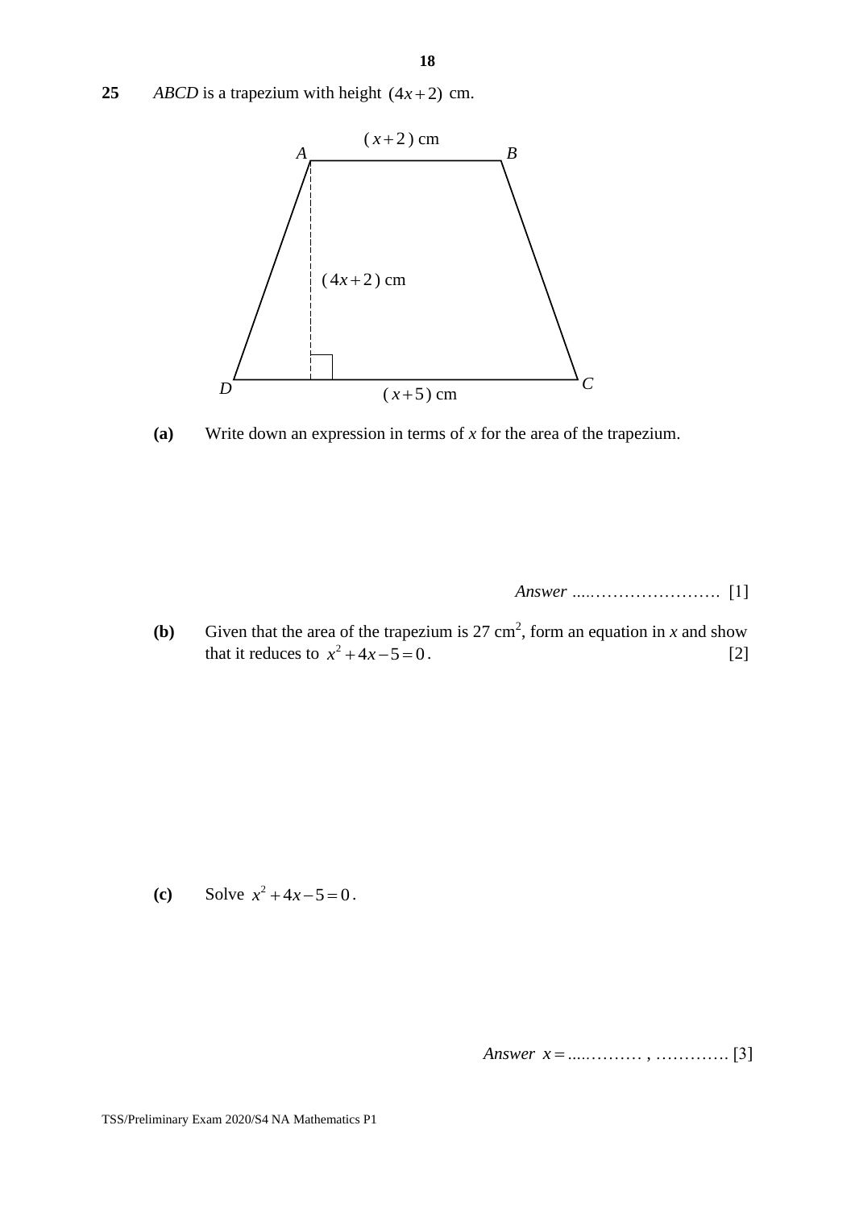**25** *ABCD* is a trapezium with height $(4x+2)$ cm.

$(x+2)$ cm

*A* *B*

$(4x+2)$ cm

*D* *C*

$(x+5)$ cm

**(a)** Write down an expression in terms of *x* for the area of the trapezium.

*Answer* ............................ [1]

**(b)** Given that the area of the trapezium is 27 cm$^2$, form an equation in *x* and show that it reduces to $x^2+4x-5=0$. [2]

**(c)** Solve $x^2+4x-5=0$.

*Answer* $x=$ ............. , ............. [3]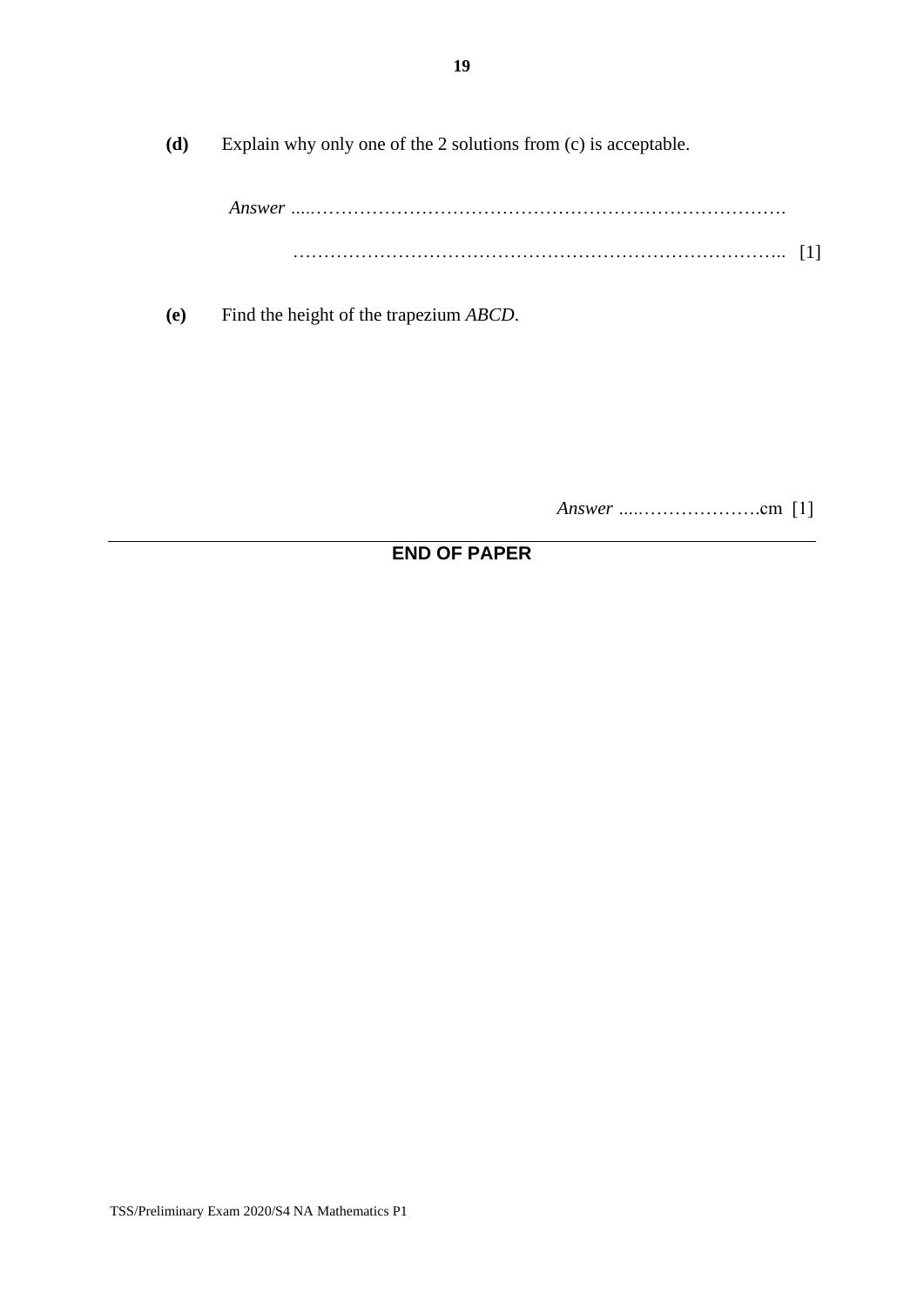**(d)** Explain why only one of the 2 solutions from (c) is acceptable.

*Answer* ……………………………………………………………………………

……………………………………………………………………………… [1]

**(e)** Find the height of the trapezium *ABCD*.

*Answer* ……………………cm [1]

---

**END OF PAPER**